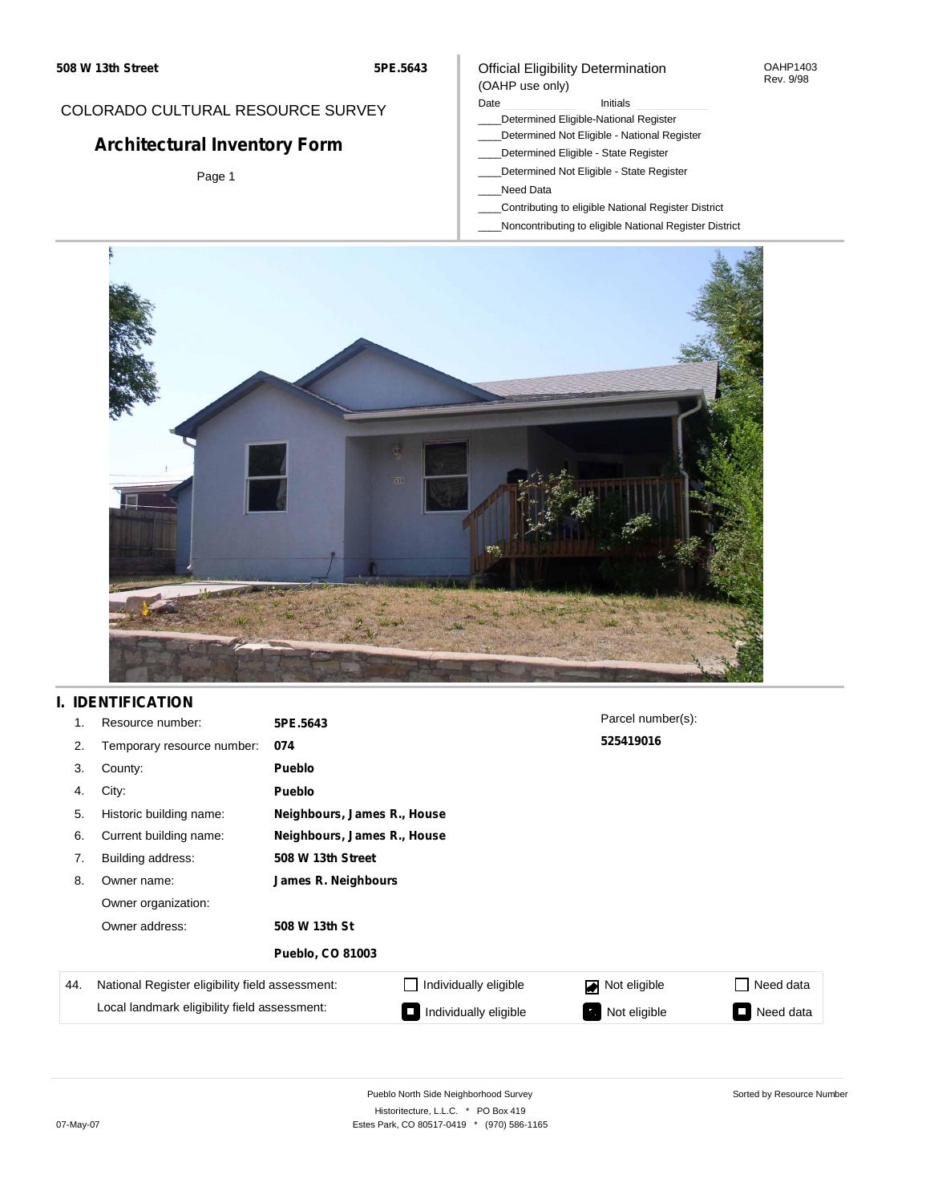508 W 13th Street

5PE.5643

COLORADO CULTURAL RESOURCE SURVEY

# Architectural Inventory Form

Page 1

Official Eligibility Determination
(OAHP use only)

OAHP1403
Rev. 9/98

Date ______ Initials ______

____Determined Eligible-National Register
____Determined Not Eligible - National Register
____Determined Eligible - State Register
____Determined Not Eligible - State Register
____Need Data
____Contributing to eligible National Register District
____Noncontributing to eligible National Register District

## I. IDENTIFICATION

| | | |
|---|---|---|
| 1. | Resource number: | **5PE.5643** |
| 2. | Temporary resource number: | **074** |
| 3. | County: | **Pueblo** |
| 4. | City: | **Pueblo** |
| 5. | Historic building name: | **Neighbours, James R., House** |
| 6. | Current building name: | **Neighbours, James R., House** |
| 7. | Building address: | **508 W 13th Street** |
| 8. | Owner name: | **James R. Neighbours** |
| | Owner organization: | |
| | Owner address: | **508 W 13th St** |
| | | **Pueblo, CO 81003** |

Parcel number(s):
**525419016**

| 44. | | | | |
|---|---|---|---|---|
| National Register eligibility field assessment: | ☐ Individually eligible | ☑ Not eligible | ☐ Need data |
| Local landmark eligibility field assessment: | ■ Individually eligible | ☑ Not eligible | ■ Need data |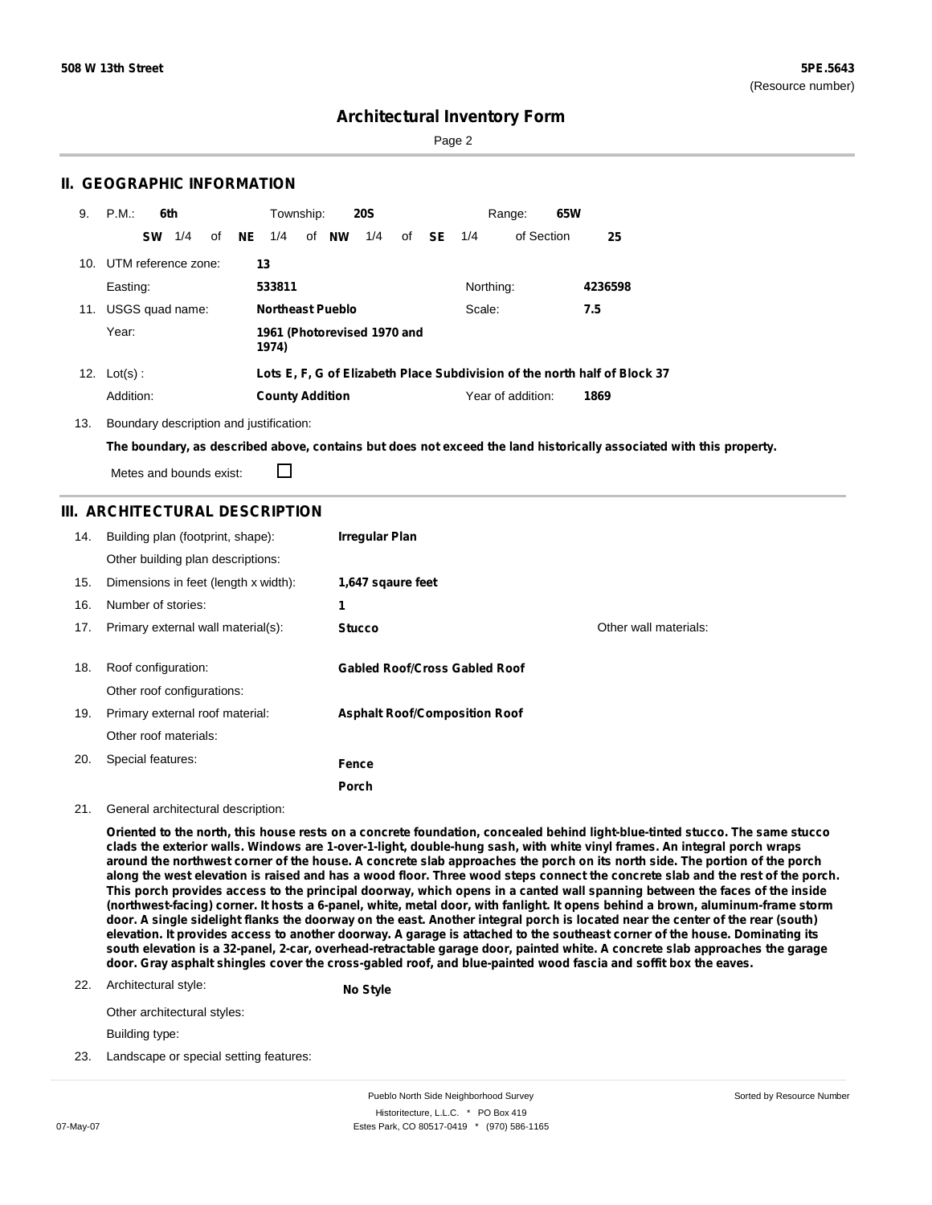508 W 13th Street

**5PE.5643**
(Resource number)

# Architectural Inventory Form

## II. GEOGRAPHIC INFORMATION

9. P.M.: **6th** Township: **20S** Range: **65W**
   **SW** 1/4 of **NE** 1/4 of **NW** 1/4 of **SE** 1/4 of Section **25**

10. UTM reference zone: **13**
    Easting: **533811** Northing: **4236598**

11. USGS quad name: **Northeast Pueblo** Scale: **7.5**
    Year: **1961 (Photorevised 1970 and 1974)**

12. Lot(s): **Lots E, F, G of Elizabeth Place Subdivision of the north half of Block 37**
    Addition: **County Addition** Year of addition: **1869**

13. Boundary description and justification:
    **The boundary, as described above, contains but does not exceed the land historically associated with this property.**
    Metes and bounds exist: ☐

## III. ARCHITECTURAL DESCRIPTION

14. Building plan (footprint, shape): **Irregular Plan**
    Other building plan descriptions:

15. Dimensions in feet (length x width): **1,647 sqaure feet**

16. Number of stories: **1**

17. Primary external wall material(s): **Stucco** Other wall materials:

18. Roof configuration: **Gabled Roof/Cross Gabled Roof**
    Other roof configurations:

19. Primary external roof material: **Asphalt Roof/Composition Roof**
    Other roof materials:

20. Special features: **Fence**
    **Porch**

21. General architectural description:
    **Oriented to the north, this house rests on a concrete foundation, concealed behind light-blue-tinted stucco. The same stucco clads the exterior walls. Windows are 1-over-1-light, double-hung sash, with white vinyl frames. An integral porch wraps around the northwest corner of the house. A concrete slab approaches the porch on its north side. The portion of the porch along the west elevation is raised and has a wood floor. Three wood steps connect the concrete slab and the rest of the porch. This porch provides access to the principal doorway, which opens in a canted wall spanning between the faces of the inside (northwest-facing) corner. It hosts a 6-panel, white, metal door, with fanlight. It opens behind a brown, aluminum-frame storm door. A single sidelight flanks the doorway on the east. Another integral porch is located near the center of the rear (south) elevation. It provides access to another doorway. A garage is attached to the southeast corner of the house. Dominating its south elevation is a 32-panel, 2-car, overhead-retractable garage door, painted white. A concrete slab approaches the garage door. Gray asphalt shingles cover the cross-gabled roof, and blue-painted wood fascia and soffit box the eaves.**

22. Architectural style: **No Style**
    Other architectural styles:
    Building type:

23. Landscape or special setting features: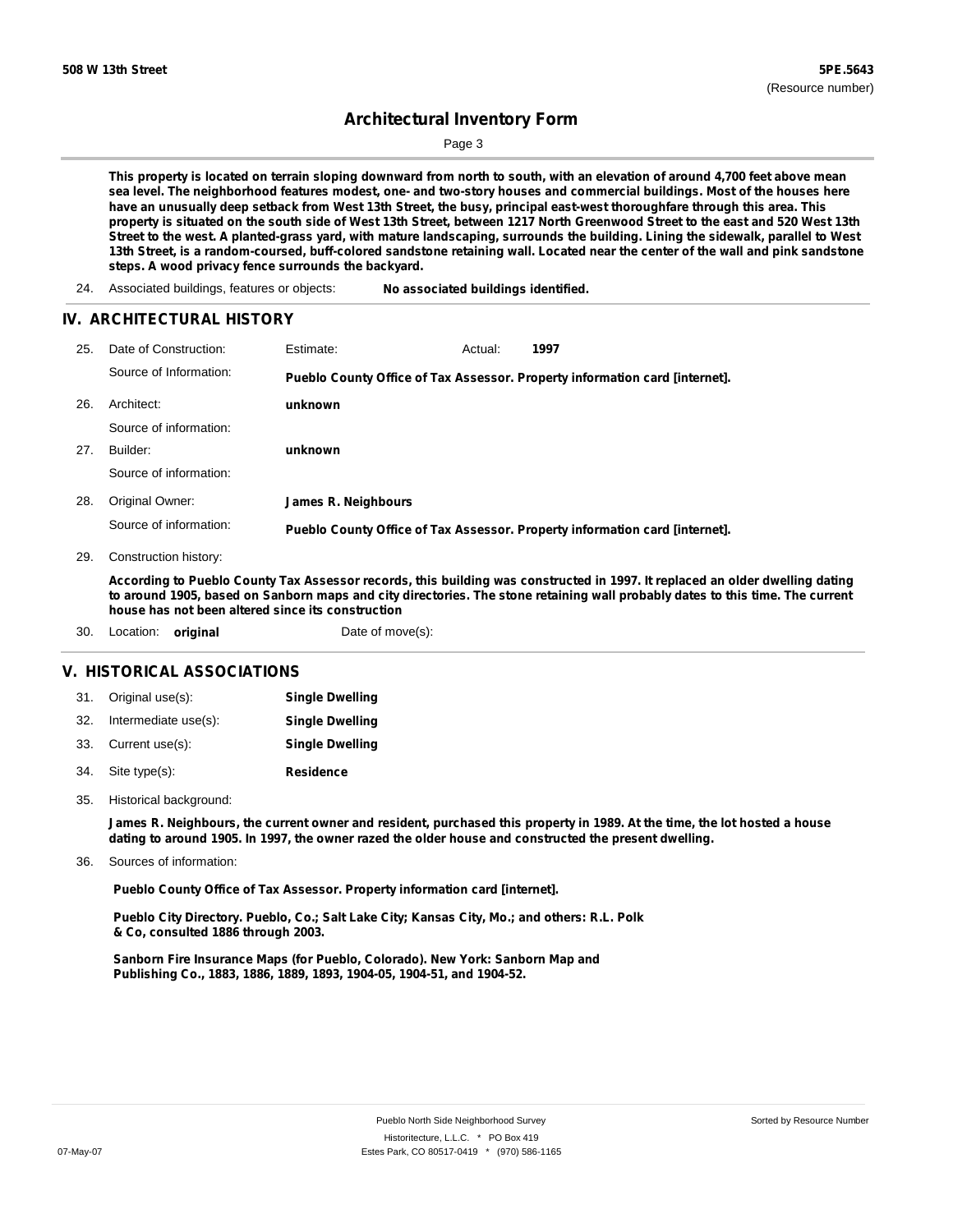This property is located on terrain sloping downward from north to south, with an elevation of around 4,700 feet above mean sea level. The neighborhood features modest, one- and two-story houses and commercial buildings. Most of the houses here have an unusually deep setback from West 13th Street, the busy, principal east-west thoroughfare through this area. This property is situated on the south side of West 13th Street, between 1217 North Greenwood Street to the east and 520 West 13th Street to the west. A planted-grass yard, with mature landscaping, surrounds the building. Lining the sidewalk, parallel to West 13th Street, is a random-coursed, buff-colored sandstone retaining wall. Located near the center of the wall and pink sandstone steps. A wood privacy fence surrounds the backyard.

24. Associated buildings, features or objects: **No associated buildings identified.**

## IV. ARCHITECTURAL HISTORY

25. Date of Construction: Estimate: Actual: **1997**

    Source of Information: **Pueblo County Office of Tax Assessor. Property information card [internet].**

26. Architect: **unknown**

    Source of information:

27. Builder: **unknown**

    Source of information:

28. Original Owner: **James R. Neighbours**

    Source of information: **Pueblo County Office of Tax Assessor. Property information card [internet].**

29. Construction history:

    **According to Pueblo County Tax Assessor records, this building was constructed in 1997. It replaced an older dwelling dating to around 1905, based on Sanborn maps and city directories. The stone retaining wall probably dates to this time. The current house has not been altered since its construction**

30. Location: **original** Date of move(s):

## V. HISTORICAL ASSOCIATIONS

31. Original use(s): **Single Dwelling**
32. Intermediate use(s): **Single Dwelling**
33. Current use(s): **Single Dwelling**
34. Site type(s): **Residence**
35. Historical background:

    **James R. Neighbours, the current owner and resident, purchased this property in 1989. At the time, the lot hosted a house dating to around 1905. In 1997, the owner razed the older house and constructed the present dwelling.**

36. Sources of information:

    **Pueblo County Office of Tax Assessor. Property information card [internet].**

    **Pueblo City Directory. Pueblo, Co.; Salt Lake City; Kansas City, Mo.; and others: R.L. Polk & Co, consulted 1886 through 2003.**

    **Sanborn Fire Insurance Maps (for Pueblo, Colorado). New York: Sanborn Map and Publishing Co., 1883, 1886, 1889, 1893, 1904-05, 1904-51, and 1904-52.**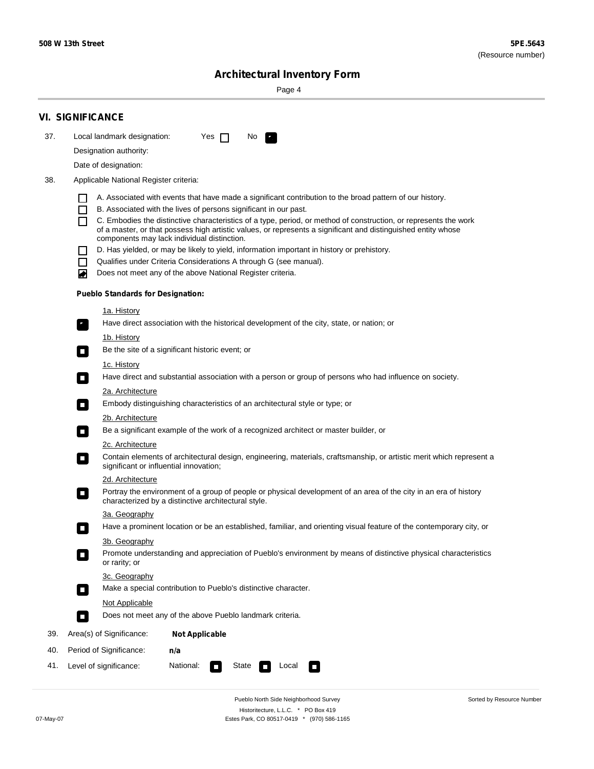## VI. SIGNIFICANCE

37. Local landmark designation: Yes ☐ No ☑

Designation authority:

Date of designation:

38. Applicable National Register criteria:

- ☐ A. Associated with events that have made a significant contribution to the broad pattern of our history.
- ☐ B. Associated with the lives of persons significant in our past.
- ☐ C. Embodies the distinctive characteristics of a type, period, or method of construction, or represents the work of a master, or that possess high artistic values, or represents a significant and distinguished entity whose components may lack individual distinction.
- ☐ D. Has yielded, or may be likely to yield, information important in history or prehistory.
- ☐ Qualifies under Criteria Considerations A through G (see manual).
- ☑ Does not meet any of the above National Register criteria.

**Pueblo Standards for Designation:**

1a. History
- ☑ Have direct association with the historical development of the city, state, or nation; or

1b. History
- ☐ Be the site of a significant historic event; or

1c. History
- ☐ Have direct and substantial association with a person or group of persons who had influence on society.

2a. Architecture
- ☐ Embody distinguishing characteristics of an architectural style or type; or

2b. Architecture
- ☐ Be a significant example of the work of a recognized architect or master builder, or

2c. Architecture
- ☐ Contain elements of architectural design, engineering, materials, craftsmanship, or artistic merit which represent a significant or influential innovation;

2d. Architecture
- ☐ Portray the environment of a group of people or physical development of an area of the city in an era of history characterized by a distinctive architectural style.

3a. Geography
- ☐ Have a prominent location or be an established, familiar, and orienting visual feature of the contemporary city, or

3b. Geography
- ☐ Promote understanding and appreciation of Pueblo's environment by means of distinctive physical characteristics or rarity; or

3c. Geography
- ☐ Make a special contribution to Pueblo's distinctive character.

Not Applicable
- ☐ Does not meet any of the above Pueblo landmark criteria.

39. Area(s) of Significance: **Not Applicable**

40. Period of Significance: **n/a**

41. Level of significance: National: ☐ State ☐ Local ☐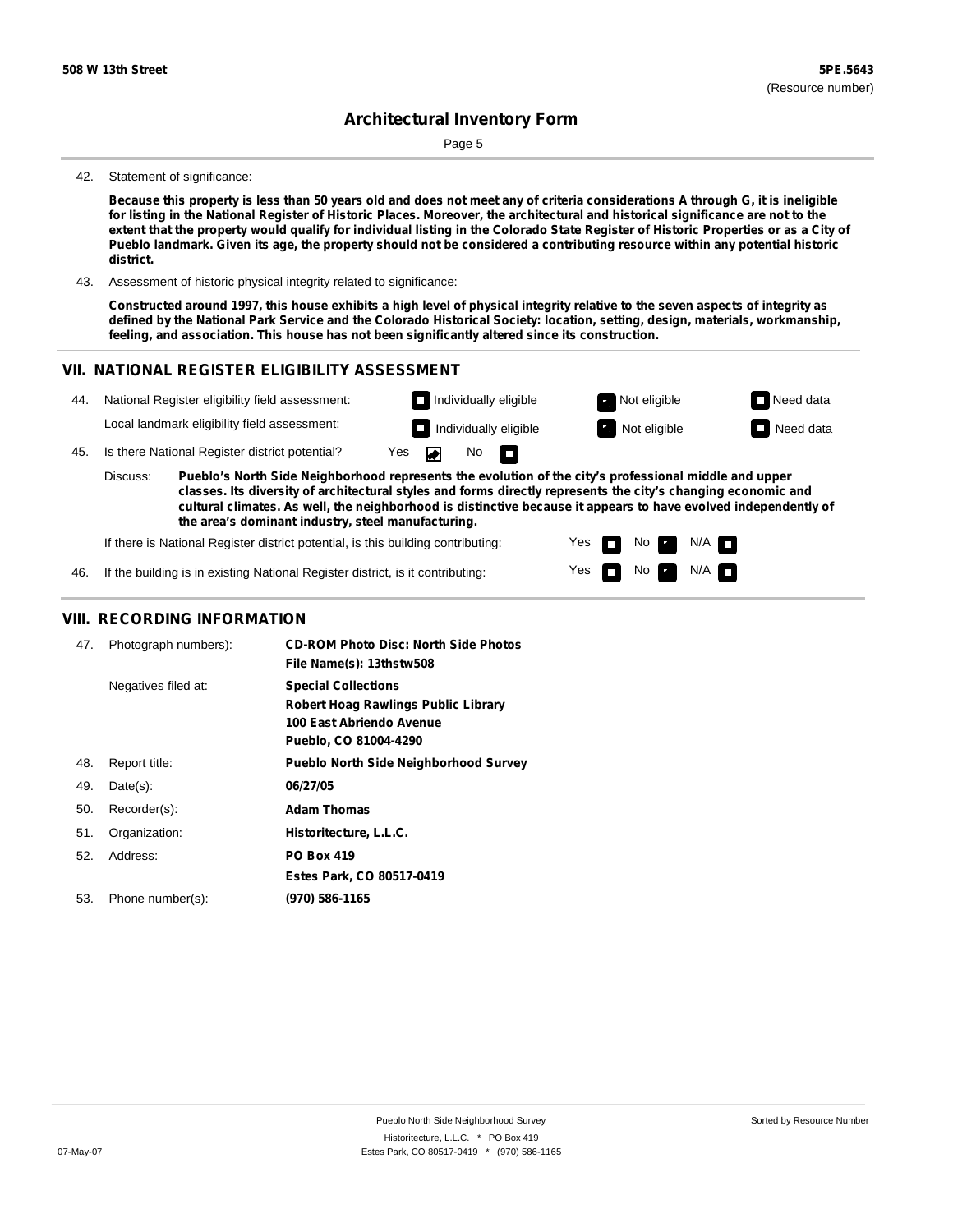**508 W 13th Street** | **5PE.5643** (Resource number)

## Architectural Inventory Form

42. Statement of significance:

**Because this property is less than 50 years old and does not meet any of criteria considerations A through G, it is ineligible for listing in the National Register of Historic Places. Moreover, the architectural and historical significance are not to the extent that the property would qualify for individual listing in the Colorado State Register of Historic Properties or as a City of Pueblo landmark. Given its age, the property should not be considered a contributing resource within any potential historic district.**

43. Assessment of historic physical integrity related to significance:

**Constructed around 1997, this house exhibits a high level of physical integrity relative to the seven aspects of integrity as defined by the National Park Service and the Colorado Historical Society: location, setting, design, materials, workmanship, feeling, and association. This house has not been significantly altered since its construction.**

## VII. NATIONAL REGISTER ELIGIBILITY ASSESSMENT

44. National Register eligibility field assessment: ☐ Individually eligible ☑ Not eligible ☐ Need data

Local landmark eligibility field assessment: ☐ Individually eligible ☑ Not eligible ☐ Need data

45. Is there National Register district potential? Yes ☑ No ☐

Discuss: **Pueblo's North Side Neighborhood represents the evolution of the city's professional middle and upper classes. Its diversity of architectural styles and forms directly represents the city's changing economic and cultural climates. As well, the neighborhood is distinctive because it appears to have evolved independently of the area's dominant industry, steel manufacturing.**

If there is National Register district potential, is this building contributing: Yes ☐ No ☑ N/A ☐

46. If the building is in existing National Register district, is it contributing: Yes ☐ No ☑ N/A ☐

## VIII. RECORDING INFORMATION

47. Photograph numbers): **CD-ROM Photo Disc: North Side Photos**
**File Name(s): 13thstw508**

Negatives filed at: **Special Collections**
**Robert Hoag Rawlings Public Library**
**100 East Abriendo Avenue**
**Pueblo, CO 81004-4290**

48. Report title: **Pueblo North Side Neighborhood Survey**

49. Date(s): **06/27/05**

50. Recorder(s): **Adam Thomas**

51. Organization: **Historitecture, L.L.C.**

52. Address: **PO Box 419**
**Estes Park, CO 80517-0419**

53. Phone number(s): **(970) 586-1165**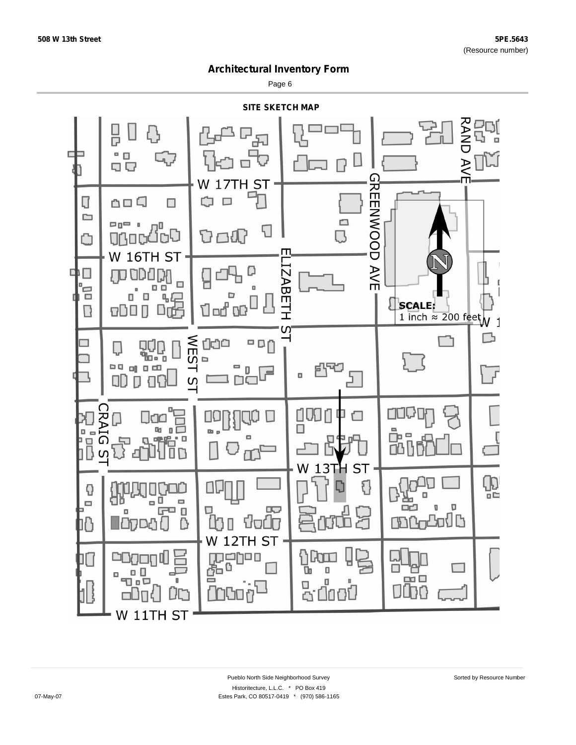## Architectural Inventory Form

### SITE SKETCH MAP

W 17TH ST

W 16TH ST

W 13TH ST

W 12TH ST

W 11TH ST

RAND AVE

GREENWOOD AVE

ELIZABETH ST

WEST ST

CRAIG ST

SCALE:
1 inch ≈ 200 feet

N

Pueblo North Side Neighborhood Survey

Historitecture, L.L.C. * PO Box 419

Estes Park, CO 80517-0419 * (970) 586-1165

07-May-07

Sorted by Resource Number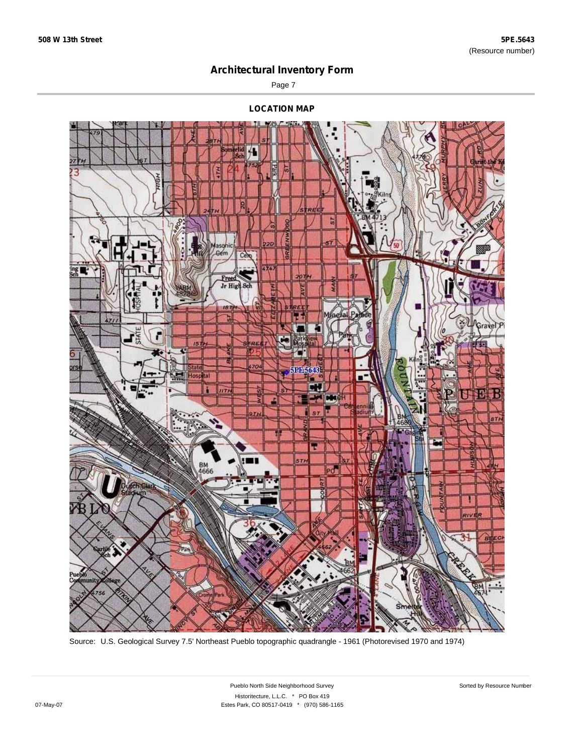## LOCATION MAP

Source: U.S. Geological Survey 7.5' Northeast Pueblo topographic quadrangle - 1961 (Photorevised 1970 and 1974)